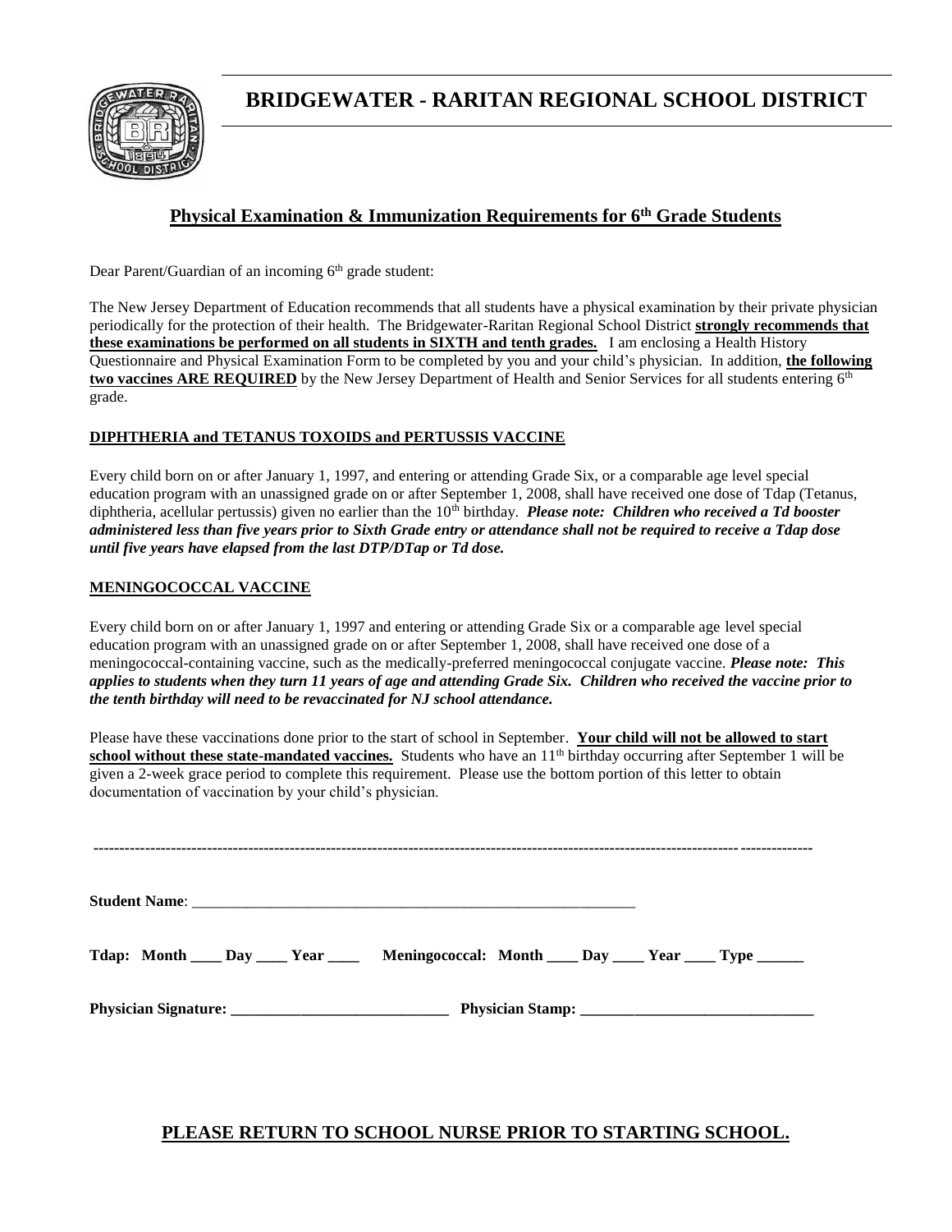# BRIDGEWATER - RARITAN REGIONAL SCHOOL DISTRICT

## Physical Examination & Immunization Requirements for 6th Grade Students

Dear Parent/Guardian of an incoming 6th grade student:

The New Jersey Department of Education recommends that all students have a physical examination by their private physician periodically for the protection of their health. The Bridgewater-Raritan Regional School District **strongly recommends that these examinations be performed on all students in SIXTH and tenth grades.** I am enclosing a Health History Questionnaire and Physical Examination Form to be completed by you and your child's physician. In addition, **the following two vaccines ARE REQUIRED** by the New Jersey Department of Health and Senior Services for all students entering 6th grade.

### DIPHTHERIA and TETANUS TOXOIDS and PERTUSSIS VACCINE

Every child born on or after January 1, 1997, and entering or attending Grade Six, or a comparable age level special education program with an unassigned grade on or after September 1, 2008, shall have received one dose of Tdap (Tetanus, diphtheria, acellular pertussis) given no earlier than the 10th birthday. ***Please note: Children who received a Td booster administered less than five years prior to Sixth Grade entry or attendance shall not be required to receive a Tdap dose until five years have elapsed from the last DTP/DTap or Td dose.***

### MENINGOCOCCAL VACCINE

Every child born on or after January 1, 1997 and entering or attending Grade Six or a comparable age level special education program with an unassigned grade on or after September 1, 2008, shall have received one dose of a meningococcal-containing vaccine, such as the medically-preferred meningococcal conjugate vaccine. ***Please note: This applies to students when they turn 11 years of age and attending Grade Six. Children who received the vaccine prior to the tenth birthday will need to be revaccinated for NJ school attendance.***

Please have these vaccinations done prior to the start of school in September. **Your child will not be allowed to start school without these state-mandated vaccines.** Students who have an 11th birthday occurring after September 1 will be given a 2-week grace period to complete this requirement. Please use the bottom portion of this letter to obtain documentation of vaccination by your child's physician.

---

**Student Name**: ____________________________________________________________

**Tdap: Month ____ Day ____ Year ____ Meningococcal: Month ____ Day ____ Year ____ Type ______**

**Physician Signature: _____________________________ Physician Stamp: ______________________________**

**PLEASE RETURN TO SCHOOL NURSE PRIOR TO STARTING SCHOOL.**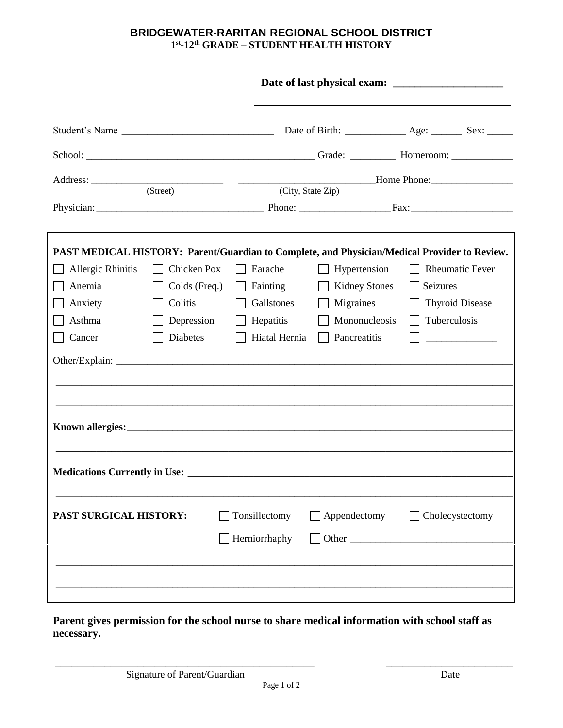# BRIDGEWATER-RARITAN REGIONAL SCHOOL DISTRICT

## 1st-12th GRADE – STUDENT HEALTH HISTORY

**Date of last physical exam: ____________________**

Student's Name ______________________________ Date of Birth: ____________ Age: ______ Sex: _____

School: ____________________________________________ Grade: _________ Homeroom: ____________

Address: __________________________ (Street) __________________________ (City, State Zip) Home Phone: ________________

Physician: _________________________________ Phone: __________________ Fax: ____________________

**PAST MEDICAL HISTORY: Parent/Guardian to Complete, and Physician/Medical Provider to Review.**

| | | | | |
|---|---|---|---|---|
| ☐ Allergic Rhinitis | ☐ Chicken Pox | ☐ Earache | ☐ Hypertension | ☐ Rheumatic Fever |
| ☐ Anemia | ☐ Colds (Freq.) | ☐ Fainting | ☐ Kidney Stones | ☐ Seizures |
| ☐ Anxiety | ☐ Colitis | ☐ Gallstones | ☐ Migraines | ☐ Thyroid Disease |
| ☐ Asthma | ☐ Depression | ☐ Hepatitis | ☐ Mononucleosis | ☐ Tuberculosis |
| ☐ Cancer | ☐ Diabetes | ☐ Hiatal Hernia | ☐ Pancreatitis | ☐ ______________ |

Other/Explain: ______________________________________________________________________________

_____________________________________________________________________________________________

_____________________________________________________________________________________________

**Known allergies:______________________________________________________________________________**

**_____________________________________________________________________________________________**

**Medications Currently in Use: ________________________________________________________________**

**_____________________________________________________________________________________________**

**PAST SURGICAL HISTORY:** ☐ Tonsillectomy ☐ Appendectomy ☐ Cholecystectomy

☐ Herniorrhaphy ☐ Other ________________________________

_____________________________________________________________________________________________

_____________________________________________________________________________________________

**Parent gives permission for the school nurse to share medical information with school staff as necessary.**

_____________________________________________ Signature of Parent/Guardian

_________________________ Date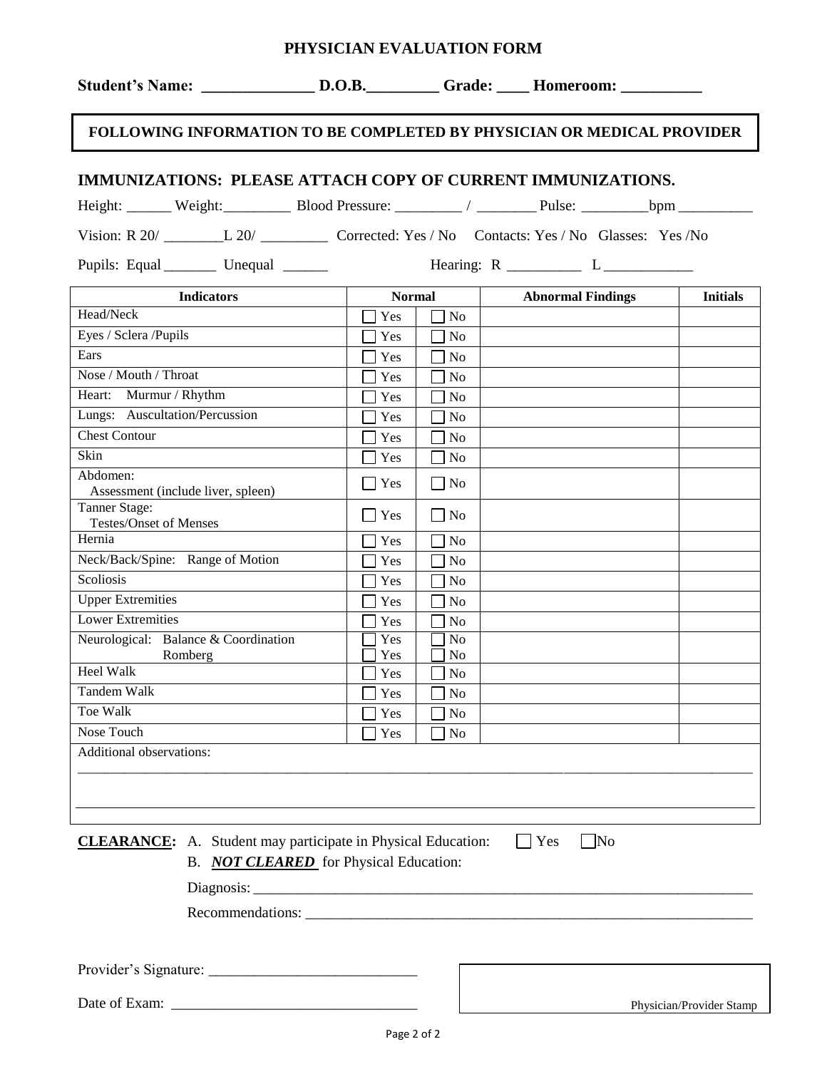# PHYSICIAN EVALUATION FORM

**Student's Name: ______________ D.O.B._________ Grade: ____ Homeroom: __________**

**FOLLOWING INFORMATION TO BE COMPLETED BY PHYSICIAN OR MEDICAL PROVIDER**

## IMMUNIZATIONS: PLEASE ATTACH COPY OF CURRENT IMMUNIZATIONS.

Height: ______ Weight:_________ Blood Pressure: _________ / ________ Pulse: _________bpm __________

Vision: R 20/ ________L 20/ _________ Corrected: Yes / No Contacts: Yes / No Glasses: Yes /No

Pupils: Equal _______ Unequal ______ Hearing: R __________ L ____________

| Indicators | Normal | | Abnormal Findings | Initials |
|---|---|---|---|---|
| Head/Neck | ☐ Yes | ☐ No | | |
| Eyes / Sclera /Pupils | ☐ Yes | ☐ No | | |
| Ears | ☐ Yes | ☐ No | | |
| Nose / Mouth / Throat | ☐ Yes | ☐ No | | |
| Heart: Murmur / Rhythm | ☐ Yes | ☐ No | | |
| Lungs: Auscultation/Percussion | ☐ Yes | ☐ No | | |
| Chest Contour | ☐ Yes | ☐ No | | |
| Skin | ☐ Yes | ☐ No | | |
| Abdomen: Assessment (include liver, spleen) | ☐ Yes | ☐ No | | |
| Tanner Stage: Testes/Onset of Menses | ☐ Yes | ☐ No | | |
| Hernia | ☐ Yes | ☐ No | | |
| Neck/Back/Spine: Range of Motion | ☐ Yes | ☐ No | | |
| Scoliosis | ☐ Yes | ☐ No | | |
| Upper Extremities | ☐ Yes | ☐ No | | |
| Lower Extremities | ☐ Yes | ☐ No | | |
| Neurological: Balance & Coordination<br>Romberg | ☐ Yes<br>☐ Yes | ☐ No<br>☐ No | | |
| Heel Walk | ☐ Yes | ☐ No | | |
| Tandem Walk | ☐ Yes | ☐ No | | |
| Toe Walk | ☐ Yes | ☐ No | | |
| Nose Touch | ☐ Yes | ☐ No | | |

Additional observations:

_____________________________________________________________________________

_____________________________________________________________________________

**CLEARANCE:** A. Student may participate in Physical Education: ☐ Yes ☐ No

B. ***NOT CLEARED*** for Physical Education:

Diagnosis: _____________________________________________________________________

Recommendations: _______________________________________________________________

Provider's Signature: ____________________________

Date of Exam: _________________________________

Physician/Provider Stamp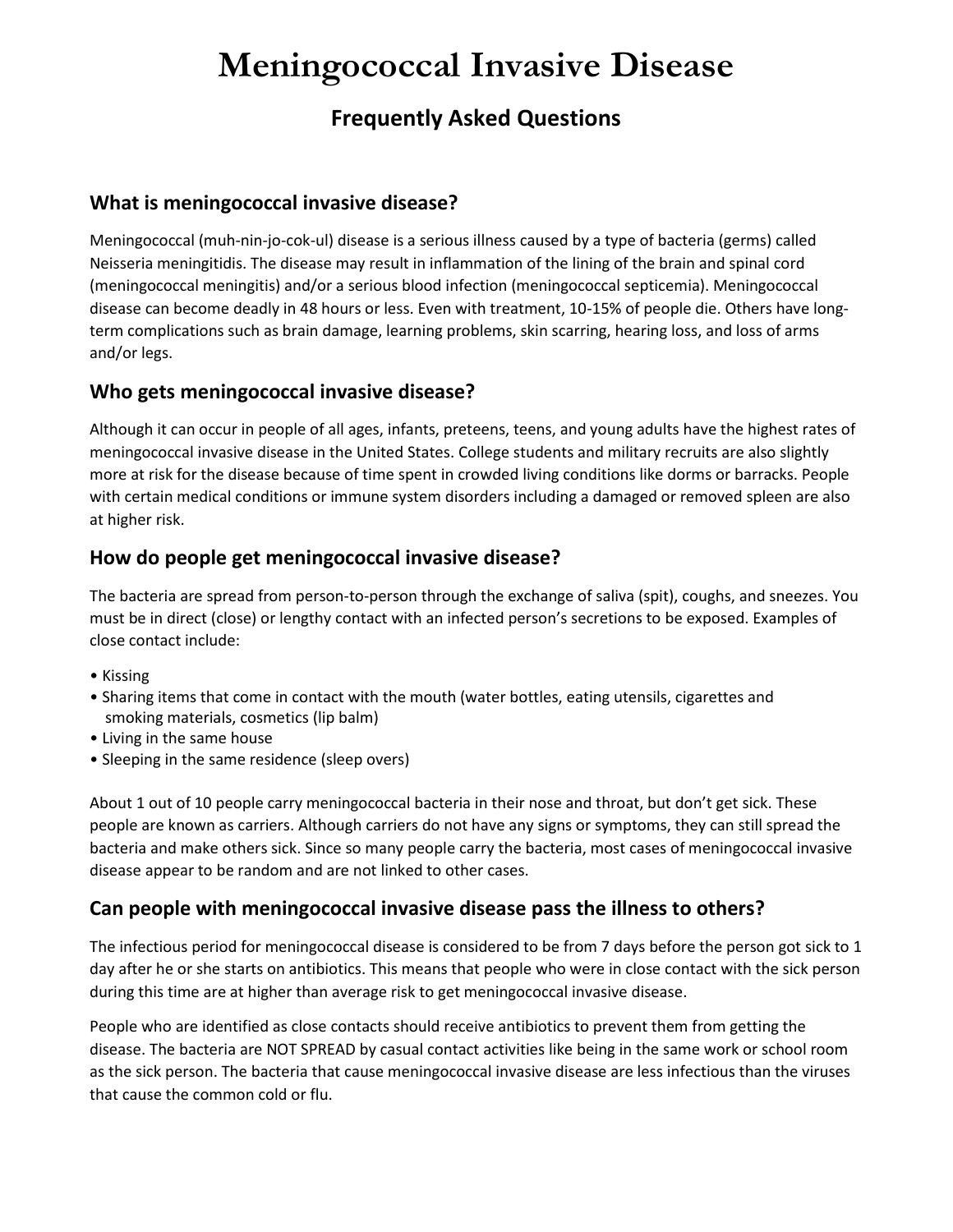# Meningococcal Invasive Disease

## Frequently Asked Questions

### What is meningococcal invasive disease?

Meningococcal (muh-nin-jo-cok-ul) disease is a serious illness caused by a type of bacteria (germs) called Neisseria meningitidis. The disease may result in inflammation of the lining of the brain and spinal cord (meningococcal meningitis) and/or a serious blood infection (meningococcal septicemia). Meningococcal disease can become deadly in 48 hours or less. Even with treatment, 10-15% of people die. Others have long-term complications such as brain damage, learning problems, skin scarring, hearing loss, and loss of arms and/or legs.

### Who gets meningococcal invasive disease?

Although it can occur in people of all ages, infants, preteens, teens, and young adults have the highest rates of meningococcal invasive disease in the United States. College students and military recruits are also slightly more at risk for the disease because of time spent in crowded living conditions like dorms or barracks. People with certain medical conditions or immune system disorders including a damaged or removed spleen are also at higher risk.

### How do people get meningococcal invasive disease?

The bacteria are spread from person-to-person through the exchange of saliva (spit), coughs, and sneezes. You must be in direct (close) or lengthy contact with an infected person's secretions to be exposed. Examples of close contact include:

- Kissing
- Sharing items that come in contact with the mouth (water bottles, eating utensils, cigarettes and smoking materials, cosmetics (lip balm)
- Living in the same house
- Sleeping in the same residence (sleep overs)

About 1 out of 10 people carry meningococcal bacteria in their nose and throat, but don't get sick. These people are known as carriers. Although carriers do not have any signs or symptoms, they can still spread the bacteria and make others sick. Since so many people carry the bacteria, most cases of meningococcal invasive disease appear to be random and are not linked to other cases.

### Can people with meningococcal invasive disease pass the illness to others?

The infectious period for meningococcal disease is considered to be from 7 days before the person got sick to 1 day after he or she starts on antibiotics. This means that people who were in close contact with the sick person during this time are at higher than average risk to get meningococcal invasive disease.

People who are identified as close contacts should receive antibiotics to prevent them from getting the disease. The bacteria are NOT SPREAD by casual contact activities like being in the same work or school room as the sick person. The bacteria that cause meningococcal invasive disease are less infectious than the viruses that cause the common cold or flu.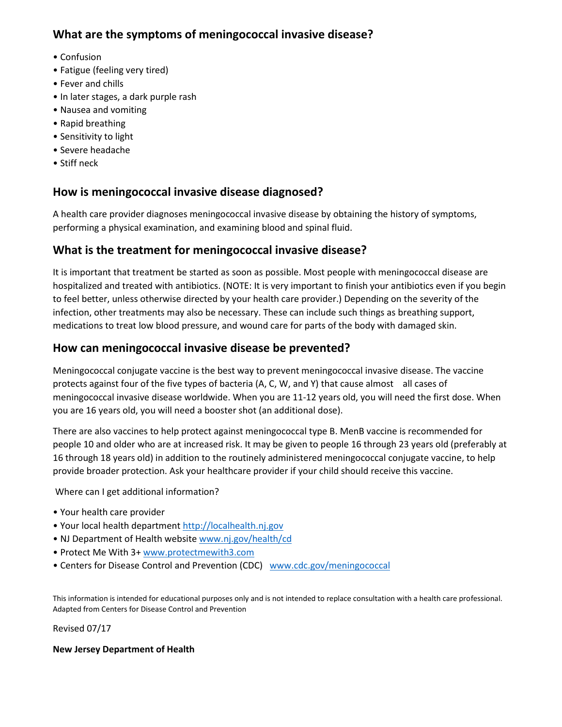## What are the symptoms of meningococcal invasive disease?

- Confusion
- Fatigue (feeling very tired)
- Fever and chills
- In later stages, a dark purple rash
- Nausea and vomiting
- Rapid breathing
- Sensitivity to light
- Severe headache
- Stiff neck

## How is meningococcal invasive disease diagnosed?

A health care provider diagnoses meningococcal invasive disease by obtaining the history of symptoms, performing a physical examination, and examining blood and spinal fluid.

## What is the treatment for meningococcal invasive disease?

It is important that treatment be started as soon as possible. Most people with meningococcal disease are hospitalized and treated with antibiotics. (NOTE: It is very important to finish your antibiotics even if you begin to feel better, unless otherwise directed by your health care provider.) Depending on the severity of the infection, other treatments may also be necessary. These can include such things as breathing support, medications to treat low blood pressure, and wound care for parts of the body with damaged skin.

## How can meningococcal invasive disease be prevented?

Meningococcal conjugate vaccine is the best way to prevent meningococcal invasive disease. The vaccine protects against four of the five types of bacteria (A, C, W, and Y) that cause almost all cases of meningococcal invasive disease worldwide. When you are 11-12 years old, you will need the first dose. When you are 16 years old, you will need a booster shot (an additional dose).

There are also vaccines to help protect against meningococcal type B. MenB vaccine is recommended for people 10 and older who are at increased risk. It may be given to people 16 through 23 years old (preferably at 16 through 18 years old) in addition to the routinely administered meningococcal conjugate vaccine, to help provide broader protection. Ask your healthcare provider if your child should receive this vaccine.

Where can I get additional information?

- Your health care provider
- Your local health department http://localhealth.nj.gov
- NJ Department of Health website www.nj.gov/health/cd
- Protect Me With 3+ www.protectmewith3.com
- Centers for Disease Control and Prevention (CDC) www.cdc.gov/meningococcal

This information is intended for educational purposes only and is not intended to replace consultation with a health care professional. Adapted from Centers for Disease Control and Prevention

Revised 07/17

**New Jersey Department of Health**